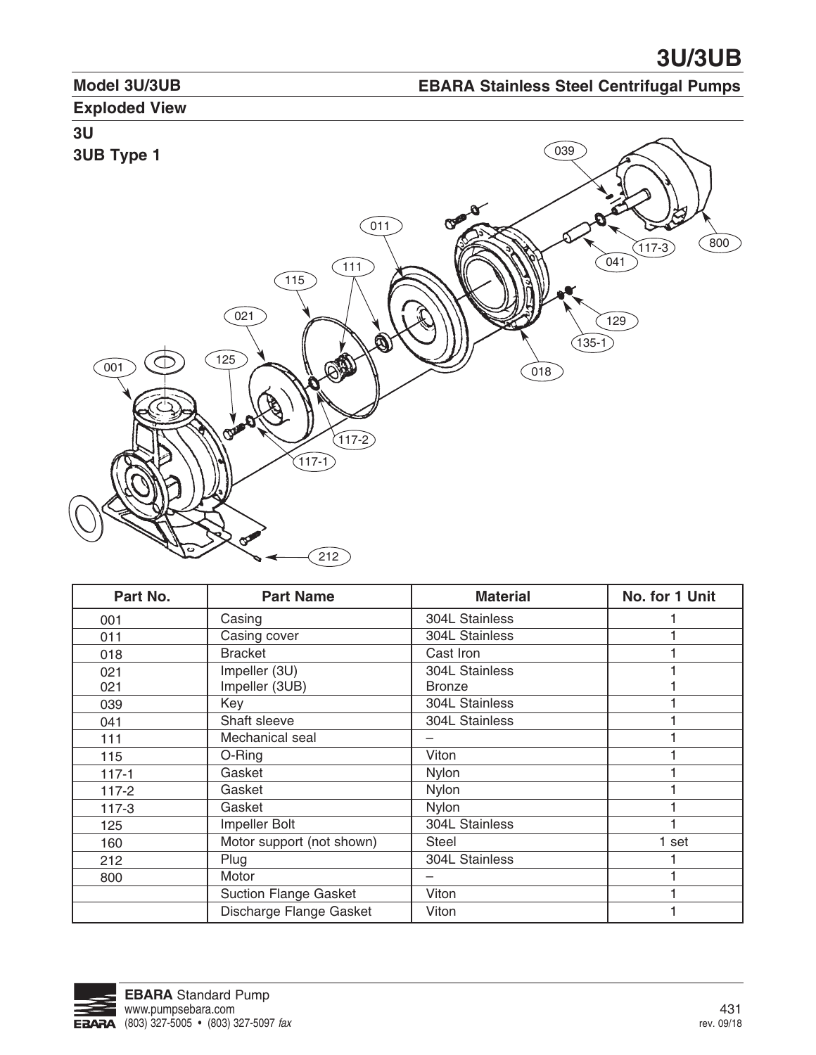# 3U/3UB

## Model 3U/3UB

## EBARA Stainless Steel Centrifugal Pumps

### Exploded View

**3U**

**3UB Type 1**

| Part No. | Part Name | Material | No. for 1 Unit |
|---|---|---|---|
| 001 | Casing | 304L Stainless | 1 |
| 011 | Casing cover | 304L Stainless | 1 |
| 018 | Bracket | Cast Iron | 1 |
| 021 | Impeller (3U) | 304L Stainless | 1 |
| 021 | Impeller (3UB) | Bronze | 1 |
| 039 | Key | 304L Stainless | 1 |
| 041 | Shaft sleeve | 304L Stainless | 1 |
| 111 | Mechanical seal | – | 1 |
| 115 | O-Ring | Viton | 1 |
| 117-1 | Gasket | Nylon | 1 |
| 117-2 | Gasket | Nylon | 1 |
| 117-3 | Gasket | Nylon | 1 |
| 125 | Impeller Bolt | 304L Stainless | 1 |
| 160 | Motor support (not shown) | Steel | 1 set |
| 212 | Plug | 304L Stainless | 1 |
| 800 | Motor | – | 1 |
| | Suction Flange Gasket | Viton | 1 |
| | Discharge Flange Gasket | Viton | 1 |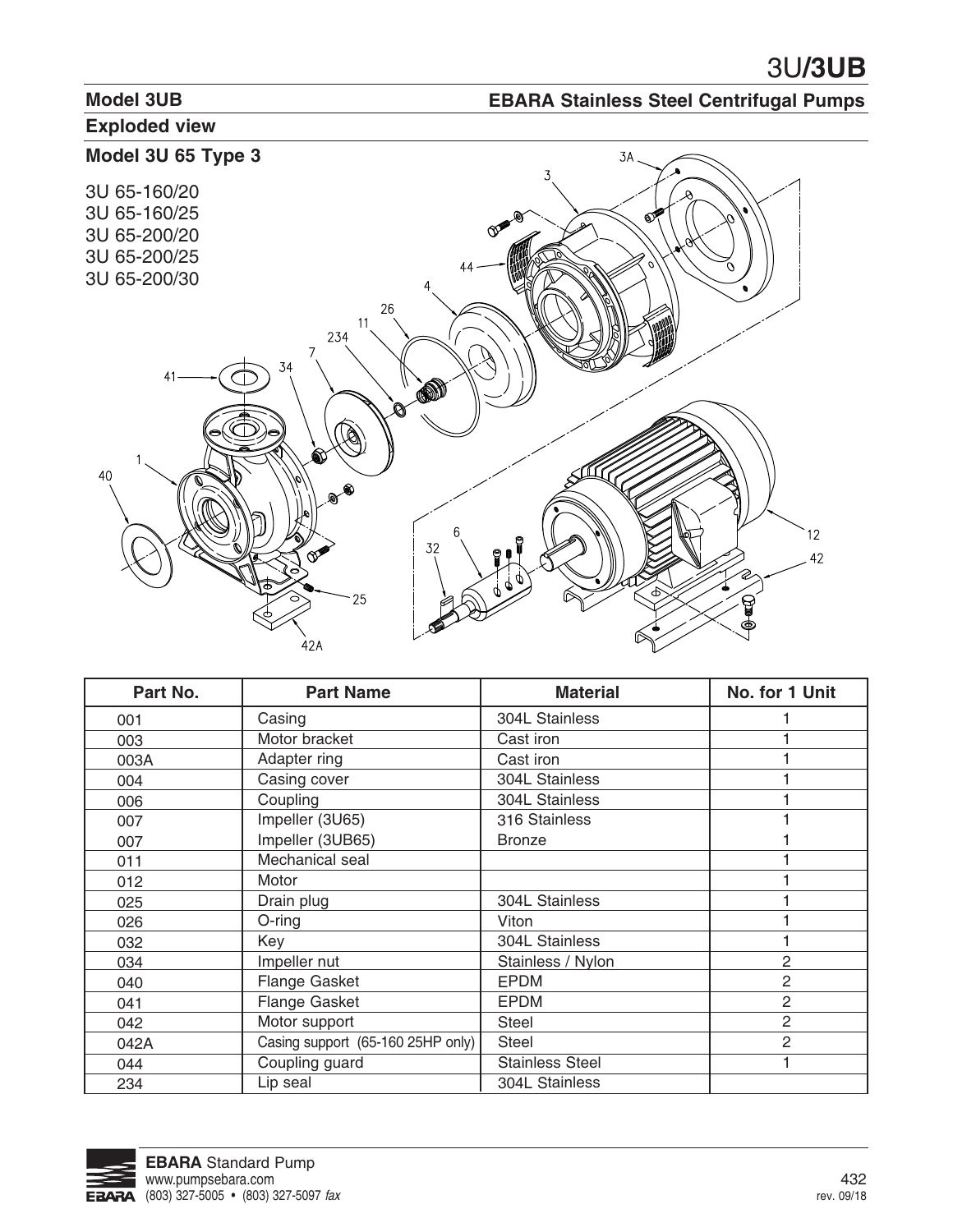# 3U/3UB

## Model 3UB

## EBARA Stainless Steel Centrifugal Pumps

### Exploded view

### Model 3U 65 Type 3

3U 65-160/20
3U 65-160/25
3U 65-200/20
3U 65-200/25
3U 65-200/30

3A
3
44
4
26
11
234
7
34
41
1
40
25
42A
6
32
12
42

| Part No. | Part Name | Material | No. for 1 Unit |
|---|---|---|---|
| 001 | Casing | 304L Stainless | 1 |
| 003 | Motor bracket | Cast iron | 1 |
| 003A | Adapter ring | Cast iron | 1 |
| 004 | Casing cover | 304L Stainless | 1 |
| 006 | Coupling | 304L Stainless | 1 |
| 007 | Impeller (3U65) | 316 Stainless | 1 |
| 007 | Impeller (3UB65) | Bronze | 1 |
| 011 | Mechanical seal | | 1 |
| 012 | Motor | | 1 |
| 025 | Drain plug | 304L Stainless | 1 |
| 026 | O-ring | Viton | 1 |
| 032 | Key | 304L Stainless | 1 |
| 034 | Impeller nut | Stainless / Nylon | 2 |
| 040 | Flange Gasket | EPDM | 2 |
| 041 | Flange Gasket | EPDM | 2 |
| 042 | Motor support | Steel | 2 |
| 042A | Casing support (65-160 25HP only) | Steel | 2 |
| 044 | Coupling guard | Stainless Steel | 1 |
| 234 | Lip seal | 304L Stainless | |

**EBARA** Standard Pump
www.pumpsebara.com
(803) 327-5005 • (803) 327-5097 *fax*

rev. 09/18